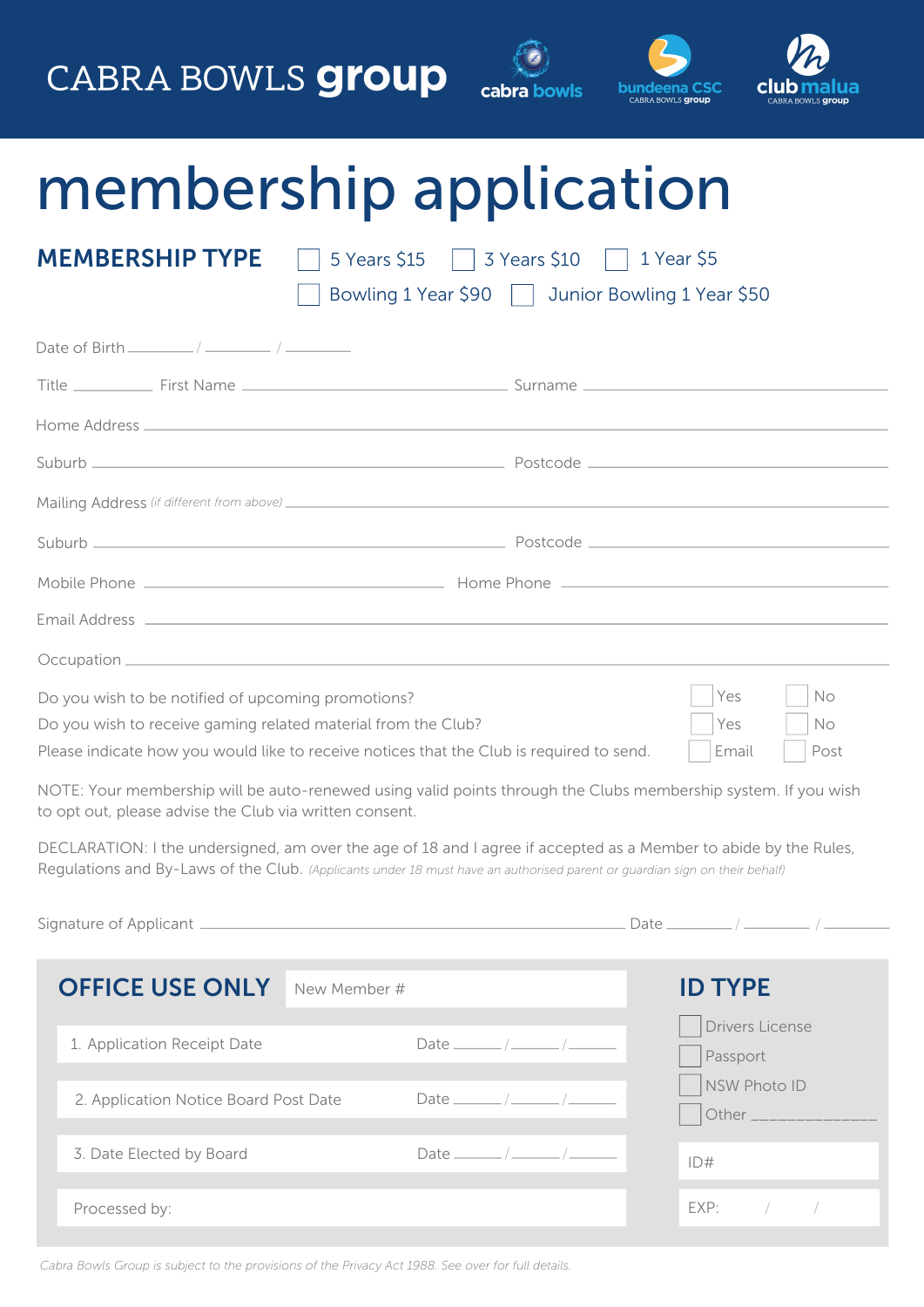CABRA BOWLS **group**

cabra bowls | bundeena CSC CABRA BOWLS group | club malua CABRA BOWLS group

# membership application

## MEMBERSHIP TYPE

☐ 5 Years $15 ☐ 3 Years $10 ☐ 1 Year $5

☐ Bowling 1 Year $90 ☐ Junior Bowling 1 Year $50

Date of Birth ______ / ______ / ______

Title ______ First Name ____________________ Surname ____________________

Home Address ________________________________________

Suburb ____________________ Postcode ____________________

Mailing Address *(if different from above)* ________________________________________

Suburb ____________________ Postcode ____________________

Mobile Phone ____________________ Home Phone ____________________

Email Address ________________________________________

Occupation ________________________________________

Do you wish to be notified of upcoming promotions? ☐ Yes ☐ No

Do you wish to receive gaming related material from the Club? ☐ Yes ☐ No

Please indicate how you would like to receive notices that the Club is required to send. ☐ Email ☐ Post

NOTE: Your membership will be auto-renewed using valid points through the Clubs membership system. If you wish to opt out, please advise the Club via written consent.

DECLARATION: I the undersigned, am over the age of 18 and I agree if accepted as a Member to abide by the Rules, Regulations and By-Laws of the Club. *(Applicants under 18 must have an authorised parent or guardian sign on their behalf)*

Signature of Applicant ________________________________________ Date ______ / ______ / ______

## OFFICE USE ONLY

New Member #

1. Application Receipt Date — Date ______ / ______ / ______
2. Application Notice Board Post Date — Date ______ / ______ / ______
3. Date Elected by Board — Date ______ / ______ / ______

Processed by:

## ID TYPE

☐ Drivers License

☐ Passport

☐ NSW Photo ID

☐ Other ______________

ID#

EXP: / /

*Cabra Bowls Group is subject to the provisions of the Privacy Act 1988. See over for full details.*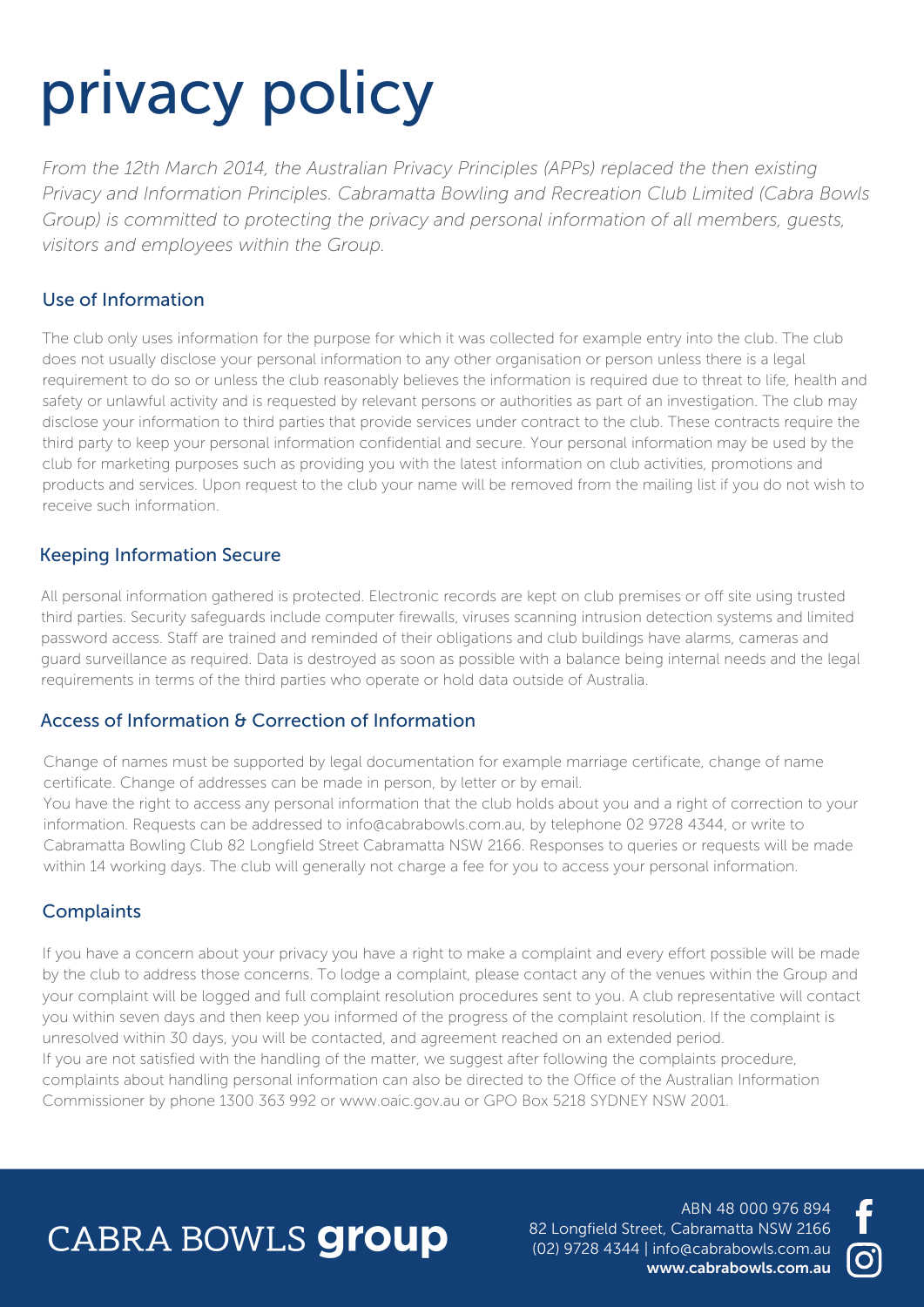# privacy policy

*From the 12th March 2014, the Australian Privacy Principles (APPs) replaced the then existing Privacy and Information Principles. Cabramatta Bowling and Recreation Club Limited (Cabra Bowls Group) is committed to protecting the privacy and personal information of all members, guests, visitors and employees within the Group.*

## Use of Information

The club only uses information for the purpose for which it was collected for example entry into the club. The club does not usually disclose your personal information to any other organisation or person unless there is a legal requirement to do so or unless the club reasonably believes the information is required due to threat to life, health and safety or unlawful activity and is requested by relevant persons or authorities as part of an investigation. The club may disclose your information to third parties that provide services under contract to the club. These contracts require the third party to keep your personal information confidential and secure. Your personal information may be used by the club for marketing purposes such as providing you with the latest information on club activities, promotions and products and services. Upon request to the club your name will be removed from the mailing list if you do not wish to receive such information.

## Keeping Information Secure

All personal information gathered is protected. Electronic records are kept on club premises or off site using trusted third parties. Security safeguards include computer firewalls, viruses scanning intrusion detection systems and limited password access. Staff are trained and reminded of their obligations and club buildings have alarms, cameras and guard surveillance as required. Data is destroyed as soon as possible with a balance being internal needs and the legal requirements in terms of the third parties who operate or hold data outside of Australia.

## Access of Information & Correction of Information

Change of names must be supported by legal documentation for example marriage certificate, change of name certificate. Change of addresses can be made in person, by letter or by email.
You have the right to access any personal information that the club holds about you and a right of correction to your information. Requests can be addressed to info@cabrabowls.com.au, by telephone 02 9728 4344, or write to Cabramatta Bowling Club 82 Longfield Street Cabramatta NSW 2166. Responses to queries or requests will be made within 14 working days. The club will generally not charge a fee for you to access your personal information.

## Complaints

If you have a concern about your privacy you have a right to make a complaint and every effort possible will be made by the club to address those concerns. To lodge a complaint, please contact any of the venues within the Group and your complaint will be logged and full complaint resolution procedures sent to you. A club representative will contact you within seven days and then keep you informed of the progress of the complaint resolution. If the complaint is unresolved within 30 days, you will be contacted, and agreement reached on an extended period.
If you are not satisfied with the handling of the matter, we suggest after following the complaints procedure, complaints about handling personal information can also be directed to the Office of the Australian Information Commissioner by phone 1300 363 992 or www.oaic.gov.au or GPO Box 5218 SYDNEY NSW 2001.

CABRA BOWLS **group**

ABN 48 000 976 894
82 Longfield Street, Cabramatta NSW 2166
(02) 9728 4344 | info@cabrabowls.com.au
**www.cabrabowls.com.au**